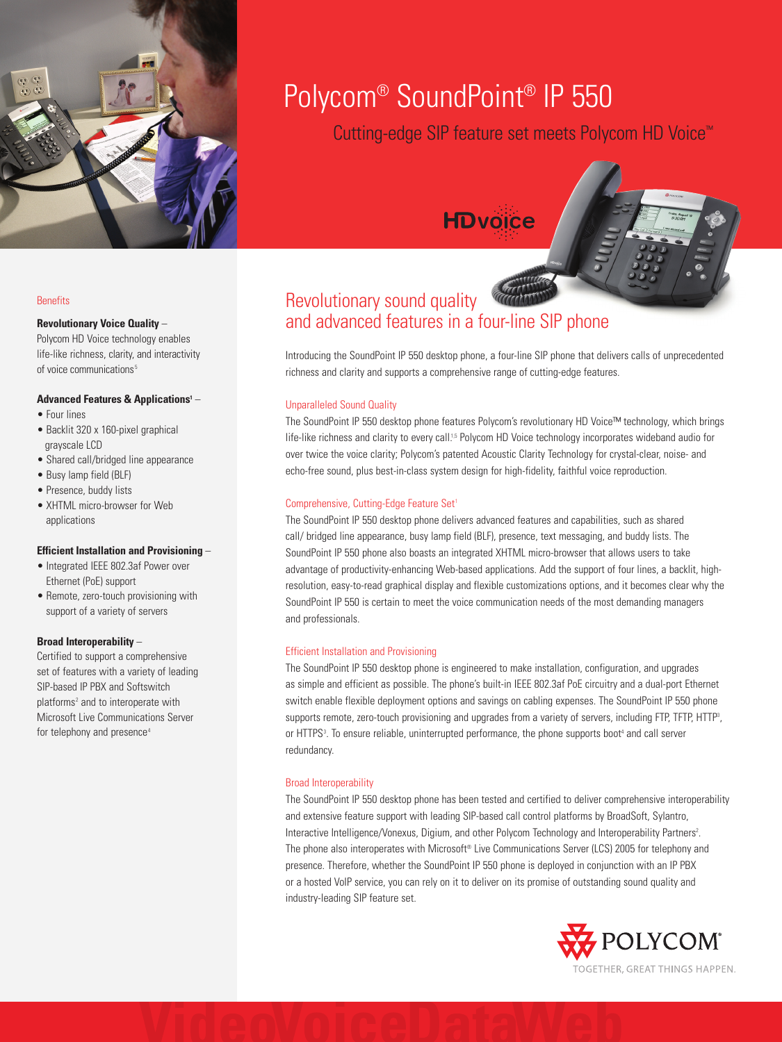# Polycom® SoundPoint® IP 550

Cutting-edge SIP feature set meets Polycom HD Voice™

## Revolutionary sound quality and advanced features in a four-line SIP phone

Introducing the SoundPoint IP 550 desktop phone, a four-line SIP phone that delivers calls of unprecedented richness and clarity and supports a comprehensive range of cutting-edge features.

### Unparalleled Sound Quality

The SoundPoint IP 550 desktop phone features Polycom's revolutionary HD Voice™ technology, which brings life-like richness and clarity to every call.[1,5] Polycom HD Voice technology incorporates wideband audio for over twice the voice clarity; Polycom's patented Acoustic Clarity Technology for crystal-clear, noise- and echo-free sound, plus best-in-class system design for high-fidelity, faithful voice reproduction.

### Comprehensive, Cutting-Edge Feature Set[1]

The SoundPoint IP 550 desktop phone delivers advanced features and capabilities, such as shared call/ bridged line appearance, busy lamp field (BLF), presence, text messaging, and buddy lists. The SoundPoint IP 550 phone also boasts an integrated XHTML micro-browser that allows users to take advantage of productivity-enhancing Web-based applications. Add the support of four lines, a backlit, high-resolution, easy-to-read graphical display and flexible customizations options, and it becomes clear why the SoundPoint IP 550 is certain to meet the voice communication needs of the most demanding managers and professionals.

### Efficient Installation and Provisioning

The SoundPoint IP 550 desktop phone is engineered to make installation, configuration, and upgrades as simple and efficient as possible. The phone's built-in IEEE 802.3af PoE circuitry and a dual-port Ethernet switch enable flexible deployment options and savings on cabling expenses. The SoundPoint IP 550 phone supports remote, zero-touch provisioning and upgrades from a variety of servers, including FTP, TFTP, HTTP[3], or HTTPS[3]. To ensure reliable, uninterrupted performance, the phone supports boot[4] and call server redundancy.

### Broad Interoperability

The SoundPoint IP 550 desktop phone has been tested and certified to deliver comprehensive interoperability and extensive feature support with leading SIP-based call control platforms by BroadSoft, Sylantro, Interactive Intelligence/Vonexus, Digium, and other Polycom Technology and Interoperability Partners[2]. The phone also interoperates with Microsoft® Live Communications Server (LCS) 2005 for telephony and presence. Therefore, whether the SoundPoint IP 550 phone is deployed in conjunction with an IP PBX or a hosted VoIP service, you can rely on it to deliver on its promise of outstanding sound quality and industry-leading SIP feature set.

## Benefits

**Revolutionary Voice Quality** – Polycom HD Voice technology enables life-like richness, clarity, and interactivity of voice communications[5]

**Advanced Features & Applications[1]** –

- Four lines
- Backlit 320 x 160-pixel graphical grayscale LCD
- Shared call/bridged line appearance
- Busy lamp field (BLF)
- Presence, buddy lists
- XHTML micro-browser for Web applications

**Efficient Installation and Provisioning** –

- Integrated IEEE 802.3af Power over Ethernet (PoE) support
- Remote, zero-touch provisioning with support of a variety of servers

**Broad Interoperability** – Certified to support a comprehensive set of features with a variety of leading SIP-based IP PBX and Softswitch platforms[2] and to interoperate with Microsoft Live Communications Server for telephony and presence[4]

POLYCOM® TOGETHER, GREAT THINGS HAPPEN.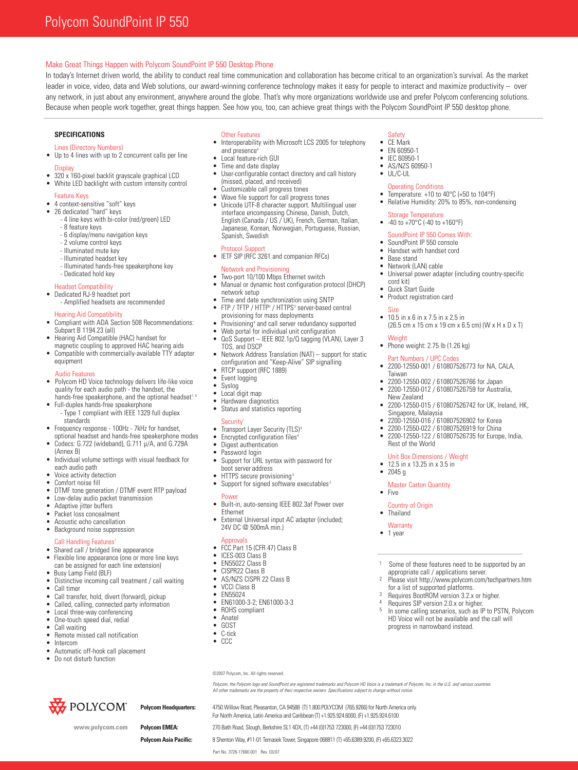# Polycom SoundPoint IP 550

## Make Great Things Happen with Polycom SoundPoint IP 550 Desktop Phone

In today's Internet driven world, the ability to conduct real time communication and collaboration has become critical to an organization's survival. As the market leader in voice, video, data and Web solutions, our award-winning conference technology makes it easy for people to interact and maximize productivity – over any network, in just about any environment, anywhere around the globe. That's why more organizations worldwide use and prefer Polycom conferencing solutions. Because when people work together, great things happen. See how you, too, can achieve great things with the Polycom SoundPoint IP 550 desktop phone.

## SPECIFICATIONS

### Lines (Directory Numbers)
- Up to 4 lines with up to 2 concurrent calls per line

### Display
- 320 x 160-pixel backlit grayscale graphical LCD
- White LED backlight with custom intensity control

### Feature Keys
- 4 context-sensitive "soft" keys
- 26 dedicated "hard" keys
  - 4 line keys with bi-color (red/green) LED
  - 8 feature keys
  - 6 display/menu navigation keys
  - 2 volume control keys
  - Illuminated mute key
  - Illuminated headset key
  - Illuminated hands-free speakerphone key
  - Dedicated hold key

### Headset Compatibility
- Dedicated RJ-9 headset port
  - Amplified headsets are recommended

### Hearing Aid Compatibility
- Compliant with ADA Section 508 Recommendations: Subpart B 1194.23 (all)
- Hearing Aid Compatible (HAC) handset for magnetic coupling to approved HAC hearing aids
- Compatible with commercially-available TTY adapter equipment

### Audio Features
- Polycom HD Voice technology delivers life-like voice quality for each audio path - the handset, the hands-free speakerphone, and the optional headset[1, 5]
- Full-duplex hands-free speakerphone
  - Type 1 compliant with IEEE 1329 full duplex standards
- Frequency response - 100Hz - 7kHz for handset, optional headset and hands-free speakerphone modes
- Codecs: G.722 (wideband), G.711 µ/A, and G.729A (Annex B)
- Individual volume settings with visual feedback for each audio path
- Voice activity detection
- Comfort noise fill
- DTMF tone generation / DTMF event RTP payload
- Low-delay audio packet transmission
- Adaptive jitter buffers
- Packet loss concealment
- Acoustic echo cancellation
- Background noise suppression

### Call Handling Features[1]
- Shared call / bridged line appearance
- Flexible line appearance (one or more line keys can be assigned for each line extension)
- Busy Lamp Field (BLF)
- Distinctive incoming call treatment / call waiting
- Call timer
- Call transfer, hold, divert (forward), pickup
- Called, calling, connected party information
- Local three-way conferencing
- One-touch speed dial, redial
- Call waiting
- Remote missed call notification
- Intercom
- Automatic off-hook call placement
- Do not disturb function

### Other Features
- Interoperability with Microsoft LCS 2005 for telephony and presence[4]
- Local feature-rich GUI
- Time and date display
- User-configurable contact directory and call history (missed, placed, and received)
- Customizable call progress tones
- Wave file support for call progress tones
- Unicode UTF-8 character support. Multilingual user interface encompassing Chinese, Danish, Dutch, English (Canada / US / UK), French, German, Italian, Japanese, Korean, Norwegian, Portuguese, Russian, Spanish, Swedish

### Protocol Support
- IETF SIP (RFC 3261 and companion RFCs)

### Network and Provisioning
- Two-port 10/100 Mbps Ethernet switch
- Manual or dynamic host configuration protocol (DHCP) network setup
- Time and date synchronization using SNTP
- FTP / TFTP / HTTP[3] / HTTPS[3] server-based central provisioning for mass deployments
- Provisioning[4] and call server redundancy supported
- Web portal for individual unit configuration
- QoS Support – IEEE 802.1p/Q tagging (VLAN), Layer 3 TOS, and DSCP
- Network Address Translation (NAT) – support for static configuration and "Keep-Alive" SIP signalling
- RTCP support (RFC 1889)
- Event logging
- Syslog
- Local digit map
- Hardware diagnostics
- Status and statistics reporting

### Security[1]
- Transport Layer Security (TLS)[4]
- Encrypted configuration files[4]
- Digest authentication
- Password login
- Support for URL syntax with password for boot server address
- HTTPS secure provisioning[3]
- Support for signed software executables[3]

### Power
- Built-in, auto-sensing IEEE 802.3af Power over Ethernet
- External Universal input AC adapter (included; 24V DC @ 500mA min.)

### Approvals
- FCC Part 15 (CFR 47) Class B
- ICES-003 Class B
- EN55022 Class B
- CISPR22 Class B
- AS/NZS CISPR 22 Class B
- VCCI Class B
- EN55024
- EN61000-3-2; EN61000-3-3
- ROHS compliant
- Anatel
- GOST
- C-tick
- CCC

### Safety
- CE Mark
- EN 60950-1
- IEC 60950-1
- AS/NZS 60950-1
- UL/C-UL

### Operating Conditions
- Temperature: +10 to 40°C (+50 to 104°F)
- Relative Humidity: 20% to 85%, non-condensing

### Storage Temperature
- -40 to +70°C (-40 to +160°F)

### SoundPoint IP 550 Comes With:
- SoundPoint IP 550 console
- Handset with handset cord
- Base stand
- Network (LAN) cable
- Universal power adapter (including country-specific cord kit)
- Quick Start Guide
- Product registration card

### Size
- 10.5 in x 6 in x 7.5 in x 2.5 in (26.5 cm x 15 cm x 19 cm x 6.5 cm) (W x H x D x T)

### Weight
- Phone weight: 2.75 lb (1.26 kg)

### Part Numbers / UPC Codes
- 2200-12550-001 / 610807526773 for NA, CALA, Taiwan
- 2200-12550-002 / 610807526766 for Japan
- 2200-12550-012 / 610807526759 for Australia, New Zealand
- 2200-12550-015 / 610807526742 for UK, Ireland, HK, Singapore, Malaysia
- 2200-12550-016 / 610807526902 for Korea
- 2200-12550-022 / 610807526919 for China
- 2200-12550-122 / 610807526735 for Europe, India, Rest of the World

### Unit Box Dimensions / Weight
- 12.5 in x 13.25 in x 3.5 in
- 2045 g

### Master Carton Quantity
- Five

### Country of Origin
- Thailand

### Warranty
- 1 year

---

1. Some of these features need to be supported by an appropriate call / applications server.
2. Please visit http://www.polycom.com/techpartners.htm for a list of supported platforms.
3. Requires BootROM version 3.2.x or higher.
4. Requires SIP version 2.0.x or higher.
5. In some calling scenarios, such as IP to PSTN, Polycom HD Voice will not be available and the call will progress in narrowband instead.

©2007 Polycom, Inc. All rights reserved.

*Polycom, the Polycom logo and SoundPoint are registered trademarks and Polycom HD Voice is a trademark of Polycom, Inc. in the U.S. and various countries. All other trademarks are the property of their respective owners. Specifications subject to change without notice.*

POLYCOM

www.polycom.com

**Polycom Headquarters:** 4750 Willow Road, Pleasanton, CA 94588 (T) 1.800.POLYCOM (765.9266) for North America only. For North America, Latin America and Caribbean (T) +1.925.924.6000, (F) +1.925.924.6100

**Polycom EMEA:** 270 Bath Road, Slough, Berkshire SL1 4DX, (T) +44 (0)1753 723000, (F) +44 (0)1753 723010

**Polycom Asia Pacific:** 8 Shenton Way, #11-01 Temasek Tower, Singapore 068811 (T) +65.6389.9200, (F) +65.6323.3022

Part No. 3726-17680-001 Rev. 03/07